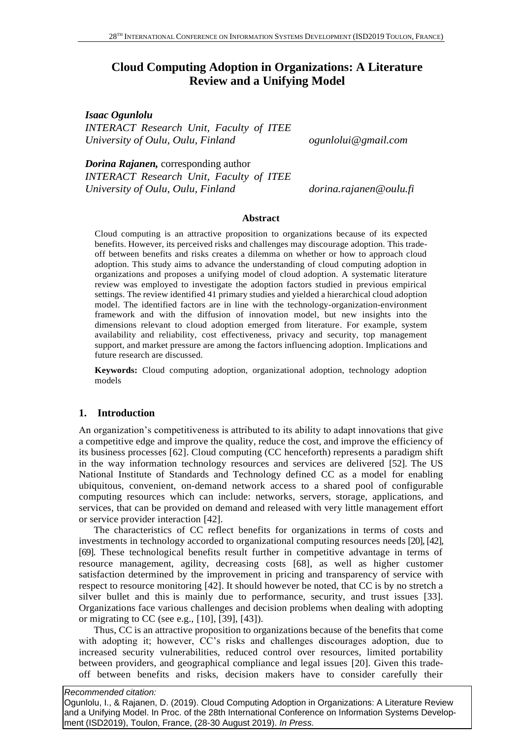# Cloud Computing Adoption in Organizations: A Literature Review and a Unifying Model

***Isaac Ogunlolu***
*INTERACT Research Unit, Faculty of ITEE*
*University of Oulu, Oulu, Finland* *ogunlolui@gmail.com*

***Dorina Rajanen,*** corresponding author
*INTERACT Research Unit, Faculty of ITEE*
*University of Oulu, Oulu, Finland* *dorina.rajanen@oulu.fi*

**Abstract**

Cloud computing is an attractive proposition to organizations because of its expected benefits. However, its perceived risks and challenges may discourage adoption. This trade-off between benefits and risks creates a dilemma on whether or how to approach cloud adoption. This study aims to advance the understanding of cloud computing adoption in organizations and proposes a unifying model of cloud adoption. A systematic literature review was employed to investigate the adoption factors studied in previous empirical settings. The review identified 41 primary studies and yielded a hierarchical cloud adoption model. The identified factors are in line with the technology-organization-environment framework and with the diffusion of innovation model, but new insights into the dimensions relevant to cloud adoption emerged from literature. For example, system availability and reliability, cost effectiveness, privacy and security, top management support, and market pressure are among the factors influencing adoption. Implications and future research are discussed.

**Keywords:** Cloud computing adoption, organizational adoption, technology adoption models

## 1. Introduction

An organization's competitiveness is attributed to its ability to adapt innovations that give a competitive edge and improve the quality, reduce the cost, and improve the efficiency of its business processes [62]. Cloud computing (CC henceforth) represents a paradigm shift in the way information technology resources and services are delivered [52]. The US National Institute of Standards and Technology defined CC as a model for enabling ubiquitous, convenient, on-demand network access to a shared pool of configurable computing resources which can include: networks, servers, storage, applications, and services, that can be provided on demand and released with very little management effort or service provider interaction [42].

The characteristics of CC reflect benefits for organizations in terms of costs and investments in technology accorded to organizational computing resources needs [20], [42], [69]. These technological benefits result further in competitive advantage in terms of resource management, agility, decreasing costs [68], as well as higher customer satisfaction determined by the improvement in pricing and transparency of service with respect to resource monitoring [42]. It should however be noted, that CC is by no stretch a silver bullet and this is mainly due to performance, security, and trust issues [33]. Organizations face various challenges and decision problems when dealing with adopting or migrating to CC (see e.g., [10], [39], [43]).

Thus, CC is an attractive proposition to organizations because of the benefits that come with adopting it; however, CC's risks and challenges discourages adoption, due to increased security vulnerabilities, reduced control over resources, limited portability between providers, and geographical compliance and legal issues [20]. Given this trade-off between benefits and risks, decision makers have to consider carefully their

*Recommended citation:*
Ogunlolu, I., & Rajanen, D. (2019). Cloud Computing Adoption in Organizations: A Literature Review and a Unifying Model. In Proc. of the 28th International Conference on Information Systems Development (ISD2019), Toulon, France, (28-30 August 2019). *In Press.*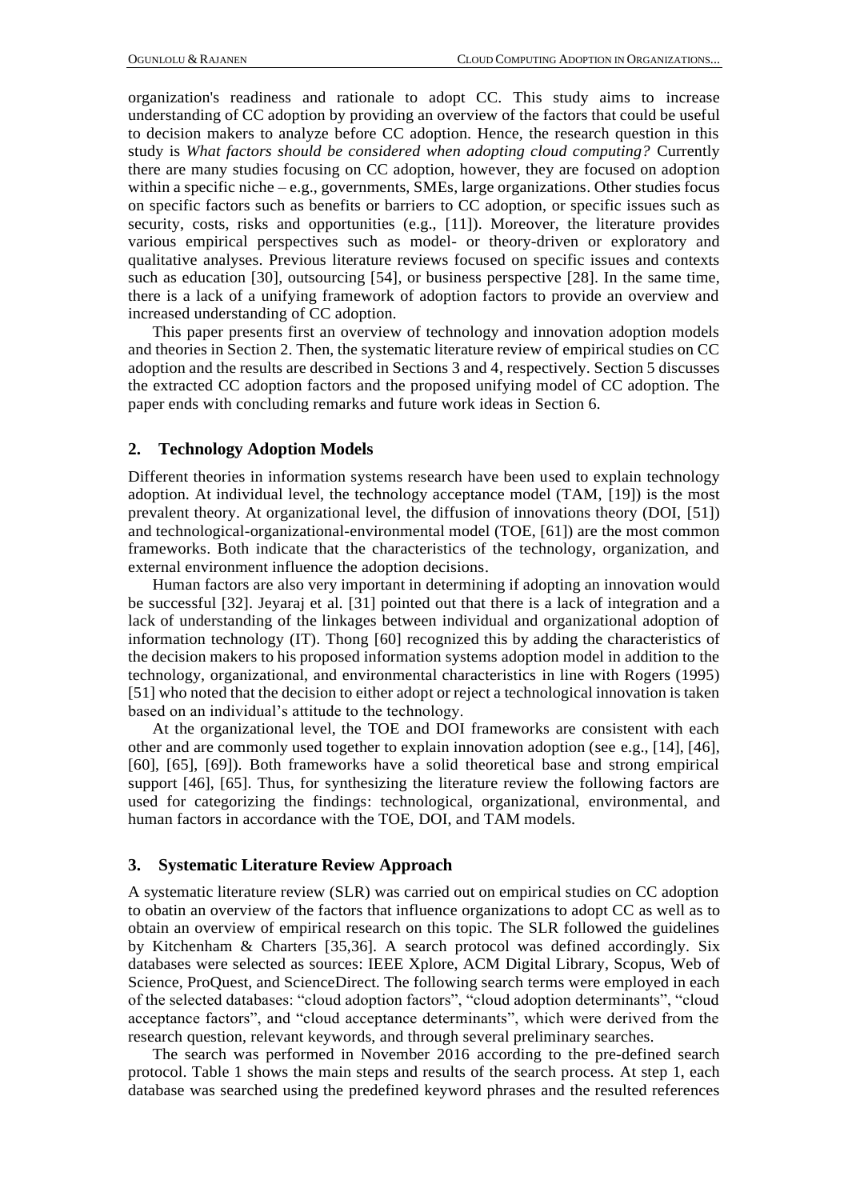organization's readiness and rationale to adopt CC. This study aims to increase understanding of CC adoption by providing an overview of the factors that could be useful to decision makers to analyze before CC adoption. Hence, the research question in this study is *What factors should be considered when adopting cloud computing?* Currently there are many studies focusing on CC adoption, however, they are focused on adoption within a specific niche – e.g., governments, SMEs, large organizations. Other studies focus on specific factors such as benefits or barriers to CC adoption, or specific issues such as security, costs, risks and opportunities (e.g., [11]). Moreover, the literature provides various empirical perspectives such as model- or theory-driven or exploratory and qualitative analyses. Previous literature reviews focused on specific issues and contexts such as education [30], outsourcing [54], or business perspective [28]. In the same time, there is a lack of a unifying framework of adoption factors to provide an overview and increased understanding of CC adoption.

This paper presents first an overview of technology and innovation adoption models and theories in Section 2. Then, the systematic literature review of empirical studies on CC adoption and the results are described in Sections 3 and 4, respectively. Section 5 discusses the extracted CC adoption factors and the proposed unifying model of CC adoption. The paper ends with concluding remarks and future work ideas in Section 6.

## 2. Technology Adoption Models

Different theories in information systems research have been used to explain technology adoption. At individual level, the technology acceptance model (TAM, [19]) is the most prevalent theory. At organizational level, the diffusion of innovations theory (DOI, [51]) and technological-organizational-environmental model (TOE, [61]) are the most common frameworks. Both indicate that the characteristics of the technology, organization, and external environment influence the adoption decisions.

Human factors are also very important in determining if adopting an innovation would be successful [32]. Jeyaraj et al. [31] pointed out that there is a lack of integration and a lack of understanding of the linkages between individual and organizational adoption of information technology (IT). Thong [60] recognized this by adding the characteristics of the decision makers to his proposed information systems adoption model in addition to the technology, organizational, and environmental characteristics in line with Rogers (1995) [51] who noted that the decision to either adopt or reject a technological innovation is taken based on an individual's attitude to the technology.

At the organizational level, the TOE and DOI frameworks are consistent with each other and are commonly used together to explain innovation adoption (see e.g., [14], [46], [60], [65], [69]). Both frameworks have a solid theoretical base and strong empirical support [46], [65]. Thus, for synthesizing the literature review the following factors are used for categorizing the findings: technological, organizational, environmental, and human factors in accordance with the TOE, DOI, and TAM models.

## 3. Systematic Literature Review Approach

A systematic literature review (SLR) was carried out on empirical studies on CC adoption to obatin an overview of the factors that influence organizations to adopt CC as well as to obtain an overview of empirical research on this topic. The SLR followed the guidelines by Kitchenham & Charters [35,36]. A search protocol was defined accordingly. Six databases were selected as sources: IEEE Xplore, ACM Digital Library, Scopus, Web of Science, ProQuest, and ScienceDirect. The following search terms were employed in each of the selected databases: "cloud adoption factors", "cloud adoption determinants", "cloud acceptance factors", and "cloud acceptance determinants", which were derived from the research question, relevant keywords, and through several preliminary searches.

The search was performed in November 2016 according to the pre-defined search protocol. Table 1 shows the main steps and results of the search process. At step 1, each database was searched using the predefined keyword phrases and the resulted references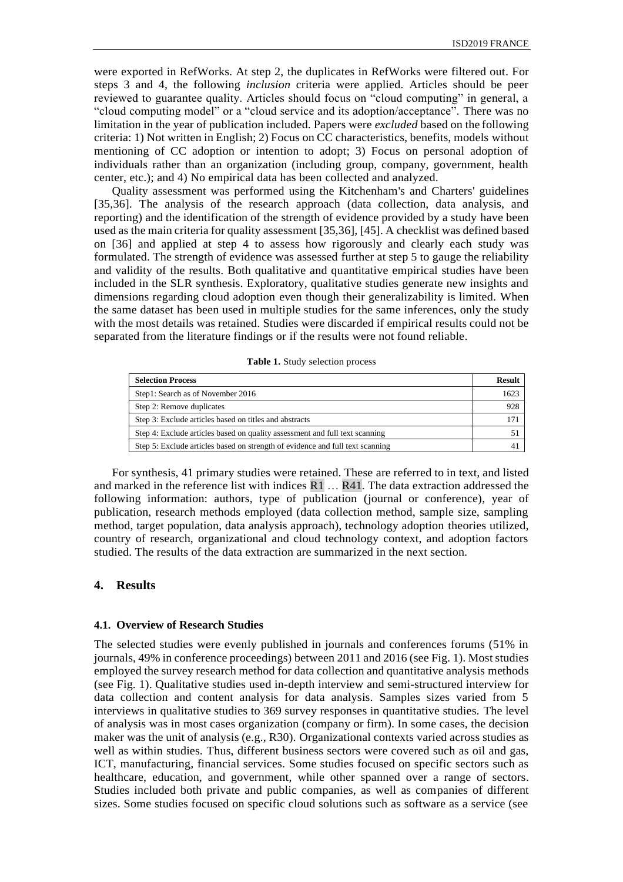were exported in RefWorks. At step 2, the duplicates in RefWorks were filtered out. For steps 3 and 4, the following *inclusion* criteria were applied. Articles should be peer reviewed to guarantee quality. Articles should focus on "cloud computing" in general, a "cloud computing model" or a "cloud service and its adoption/acceptance". There was no limitation in the year of publication included. Papers were *excluded* based on the following criteria: 1) Not written in English; 2) Focus on CC characteristics, benefits, models without mentioning of CC adoption or intention to adopt; 3) Focus on personal adoption of individuals rather than an organization (including group, company, government, health center, etc.); and 4) No empirical data has been collected and analyzed.

Quality assessment was performed using the Kitchenham's and Charters' guidelines [35,36]. The analysis of the research approach (data collection, data analysis, and reporting) and the identification of the strength of evidence provided by a study have been used as the main criteria for quality assessment [35,36], [45]. A checklist was defined based on [36] and applied at step 4 to assess how rigorously and clearly each study was formulated. The strength of evidence was assessed further at step 5 to gauge the reliability and validity of the results. Both qualitative and quantitative empirical studies have been included in the SLR synthesis. Exploratory, qualitative studies generate new insights and dimensions regarding cloud adoption even though their generalizability is limited. When the same dataset has been used in multiple studies for the same inferences, only the study with the most details was retained. Studies were discarded if empirical results could not be separated from the literature findings or if the results were not found reliable.

**Table 1.** Study selection process

| **Selection Process** | **Result** |
|---|---|
| Step1: Search as of November 2016 | 1623 |
| Step 2: Remove duplicates | 928 |
| Step 3: Exclude articles based on titles and abstracts | 171 |
| Step 4: Exclude articles based on quality assessment and full text scanning | 51 |
| Step 5: Exclude articles based on strength of evidence and full text scanning | 41 |

For synthesis, 41 primary studies were retained. These are referred to in text, and listed and marked in the reference list with indices R1 … R41. The data extraction addressed the following information: authors, type of publication (journal or conference), year of publication, research methods employed (data collection method, sample size, sampling method, target population, data analysis approach), technology adoption theories utilized, country of research, organizational and cloud technology context, and adoption factors studied. The results of the data extraction are summarized in the next section.

## 4. Results

### 4.1. Overview of Research Studies

The selected studies were evenly published in journals and conferences forums (51% in journals, 49% in conference proceedings) between 2011 and 2016 (see Fig. 1). Most studies employed the survey research method for data collection and quantitative analysis methods (see Fig. 1). Qualitative studies used in-depth interview and semi-structured interview for data collection and content analysis for data analysis. Samples sizes varied from 5 interviews in qualitative studies to 369 survey responses in quantitative studies. The level of analysis was in most cases organization (company or firm). In some cases, the decision maker was the unit of analysis (e.g., R30). Organizational contexts varied across studies as well as within studies. Thus, different business sectors were covered such as oil and gas, ICT, manufacturing, financial services. Some studies focused on specific sectors such as healthcare, education, and government, while other spanned over a range of sectors. Studies included both private and public companies, as well as companies of different sizes. Some studies focused on specific cloud solutions such as software as a service (see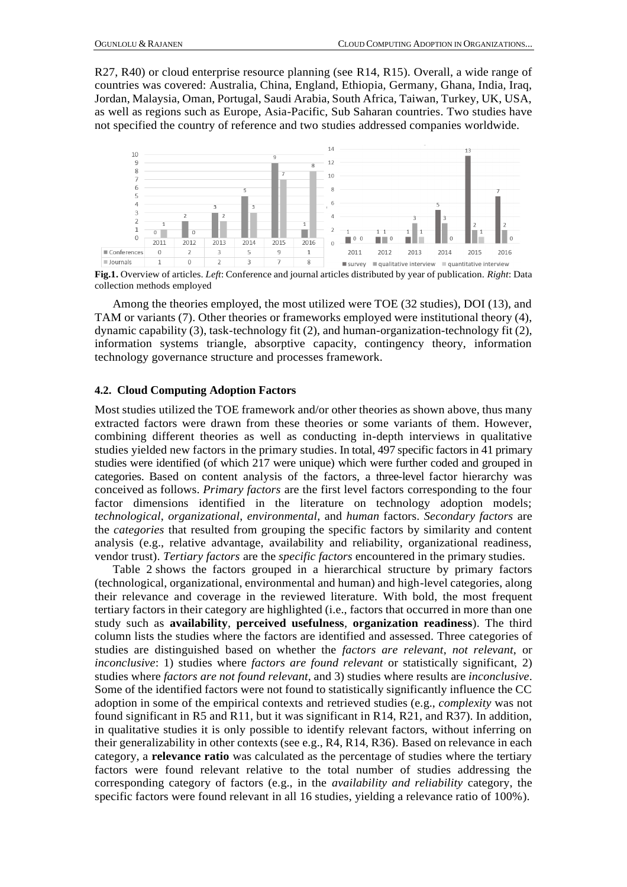R27, R40) or cloud enterprise resource planning (see R14, R15). Overall, a wide range of countries was covered: Australia, China, England, Ethiopia, Germany, Ghana, India, Iraq, Jordan, Malaysia, Oman, Portugal, Saudi Arabia, South Africa, Taiwan, Turkey, UK, USA, as well as regions such as Europe, Asia-Pacific, Sub Saharan countries. Two studies have not specified the country of reference and two studies addressed companies worldwide.

| | 2011 | 2012 | 2013 | 2014 | 2015 | 2016 |
|---|---|---|---|---|---|---|
| Conferences | 0 | 2 | 3 | 5 | 9 | 1 |
| Journals | 1 | 0 | 2 | 3 | 7 | 8 |

| | 2011 | 2012 | 2013 | 2014 | 2015 | 2016 |
|---|---|---|---|---|---|---|
| survey | 1 | 1 | 1 | 5 | 13 | 7 |
| qualitative interview | 0 | 1 | 3 | 3 | 2 | 2 |
| quantitative interview | 0 | 0 | 1 | 0 | 1 | 0 |

**Fig.1.** Overview of articles. *Left*: Conference and journal articles distributed by year of publication. *Right*: Data collection methods employed

Among the theories employed, the most utilized were TOE (32 studies), DOI (13), and TAM or variants (7). Other theories or frameworks employed were institutional theory (4), dynamic capability (3), task-technology fit (2), and human-organization-technology fit (2), information systems triangle, absorptive capacity, contingency theory, information technology governance structure and processes framework.

### 4.2. Cloud Computing Adoption Factors

Most studies utilized the TOE framework and/or other theories as shown above, thus many extracted factors were drawn from these theories or some variants of them. However, combining different theories as well as conducting in-depth interviews in qualitative studies yielded new factors in the primary studies. In total, 497 specific factors in 41 primary studies were identified (of which 217 were unique) which were further coded and grouped in categories. Based on content analysis of the factors, a three-level factor hierarchy was conceived as follows. *Primary factors* are the first level factors corresponding to the four factor dimensions identified in the literature on technology adoption models; *technological*, *organizational*, *environmental*, and *human* factors. *Secondary factors* are the *categories* that resulted from grouping the specific factors by similarity and content analysis (e.g., relative advantage, availability and reliability, organizational readiness, vendor trust). *Tertiary factors* are the *specific factors* encountered in the primary studies.

Table 2 shows the factors grouped in a hierarchical structure by primary factors (technological, organizational, environmental and human) and high-level categories, along their relevance and coverage in the reviewed literature. With bold, the most frequent tertiary factors in their category are highlighted (i.e., factors that occurred in more than one study such as **availability**, **perceived usefulness**, **organization readiness**). The third column lists the studies where the factors are identified and assessed. Three categories of studies are distinguished based on whether the *factors are relevant*, *not relevant*, or *inconclusive*: 1) studies where *factors are found relevant* or statistically significant, 2) studies where *factors are not found relevant*, and 3) studies where results are *inconclusive*. Some of the identified factors were not found to statistically significantly influence the CC adoption in some of the empirical contexts and retrieved studies (e.g., *complexity* was not found significant in R5 and R11, but it was significant in R14, R21, and R37). In addition, in qualitative studies it is only possible to identify relevant factors, without inferring on their generalizability in other contexts (see e.g., R4, R14, R36). Based on relevance in each category, a **relevance ratio** was calculated as the percentage of studies where the tertiary factors were found relevant relative to the total number of studies addressing the corresponding category of factors (e.g., in the *availability and reliability* category, the specific factors were found relevant in all 16 studies, yielding a relevance ratio of 100%).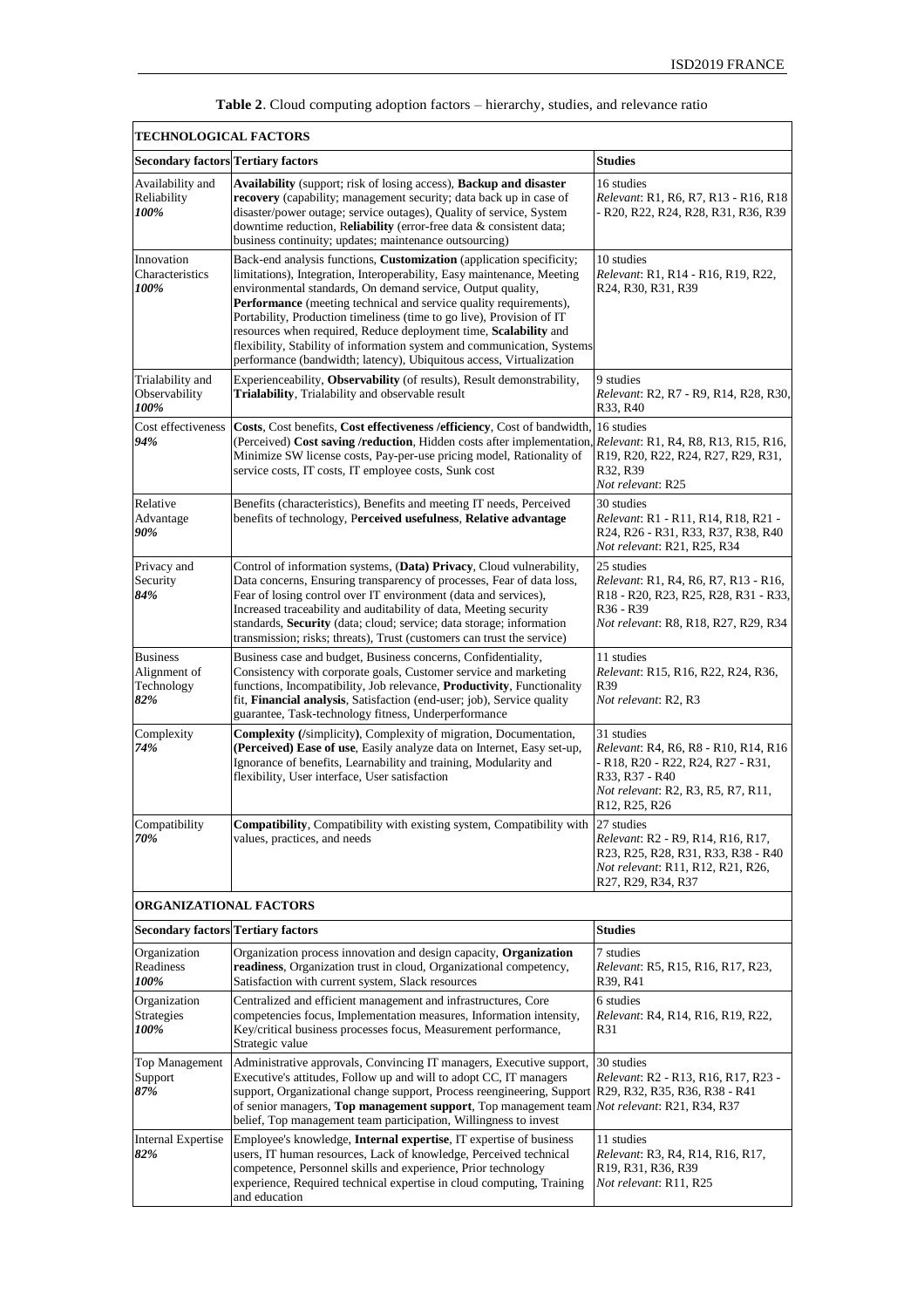**Table 2**. Cloud computing adoption factors – hierarchy, studies, and relevance ratio

| **TECHNOLOGICAL FACTORS** | | |
|---|---|---|
| **Secondary factors** | **Tertiary factors** | **Studies** |
| Availability and Reliability ***100%*** | **Availability** (support; risk of losing access), **Backup and disaster recovery** (capability; management security; data back up in case of disaster/power outage; service outages), Quality of service, System downtime reduction, R**eliability** (error-free data & consistent data; business continuity; updates; maintenance outsourcing) | 16 studies *Relevant*: R1, R6, R7, R13 - R16, R18 - R20, R22, R24, R28, R31, R36, R39 |
| Innovation Characteristics ***100%*** | Back-end analysis functions, **Customization** (application specificity; limitations), Integration, Interoperability, Easy maintenance, Meeting environmental standards, On demand service, Output quality, **Performance** (meeting technical and service quality requirements), Portability, Production timeliness (time to go live), Provision of IT resources when required, Reduce deployment time, **Scalability** and flexibility, Stability of information system and communication, Systems performance (bandwidth; latency), Ubiquitous access, Virtualization | 10 studies *Relevant*: R1, R14 - R16, R19, R22, R24, R30, R31, R39 |
| Trialability and Observability ***100%*** | Experienceability, **Observability** (of results), Result demonstrability, **Trialability**, Trialability and observable result | 9 studies *Relevant*: R2, R7 - R9, R14, R28, R30, R33, R40 |
| Cost effectiveness ***94%*** | **Costs**, Cost benefits, **Cost effectiveness /efficiency**, Cost of bandwidth, (Perceived) **Cost saving /reduction**, Hidden costs after implementation, Minimize SW license costs, Pay-per-use pricing model, Rationality of service costs, IT costs, IT employee costs, Sunk cost | 16 studies *Relevant*: R1, R4, R8, R13, R15, R16, R19, R20, R22, R24, R27, R29, R31, R32, R39 *Not relevant*: R25 |
| Relative Advantage ***90%*** | Benefits (characteristics), Benefits and meeting IT needs, Perceived benefits of technology, P**erceived usefulness**, **Relative advantage** | 30 studies *Relevant*: R1 - R11, R14, R18, R21 - R24, R26 - R31, R33, R37, R38, R40 *Not relevant*: R21, R25, R34 |
| Privacy and Security ***84%*** | Control of information systems, (**Data) Privacy**, Cloud vulnerability, Data concerns, Ensuring transparency of processes, Fear of data loss, Fear of losing control over IT environment (data and services), Increased traceability and auditability of data, Meeting security standards, **Security** (data; cloud; service; data storage; information transmission; risks; threats), Trust (customers can trust the service) | 25 studies *Relevant*: R1, R4, R6, R7, R13 - R16, R18 - R20, R23, R25, R28, R31 - R33, R36 - R39 *Not relevant*: R8, R18, R27, R29, R34 |
| Business Alignment of Technology ***82%*** | Business case and budget, Business concerns, Confidentiality, Consistency with corporate goals, Customer service and marketing functions, Incompatibility, Job relevance, **Productivity**, Functionality fit, **Financial analysis**, Satisfaction (end-user; job), Service quality guarantee, Task-technology fitness, Underperformance | 11 studies *Relevant*: R15, R16, R22, R24, R36, R39 *Not relevant*: R2, R3 |
| Complexity ***74%*** | **Complexity (**/simplicity**)**, Complexity of migration, Documentation, **(Perceived) Ease of use**, Easily analyze data on Internet, Easy set-up, Ignorance of benefits, Learnability and training, Modularity and flexibility, User interface, User satisfaction | 31 studies *Relevant*: R4, R6, R8 - R10, R14, R16 - R18, R20 - R22, R24, R27 - R31, R33, R37 - R40 *Not relevant*: R2, R3, R5, R7, R11, R12, R25, R26 |
| Compatibility ***70%*** | **Compatibility**, Compatibility with existing system, Compatibility with values, practices, and needs | 27 studies *Relevant*: R2 - R9, R14, R16, R17, R23, R25, R28, R31, R33, R38 - R40 *Not relevant*: R11, R12, R21, R26, R27, R29, R34, R37 |
| **ORGANIZATIONAL FACTORS** | | |
| **Secondary factors** | **Tertiary factors** | **Studies** |
| Organization Readiness ***100%*** | Organization process innovation and design capacity, **Organization readiness**, Organization trust in cloud, Organizational competency, Satisfaction with current system, Slack resources | 7 studies *Relevant*: R5, R15, R16, R17, R23, R39, R41 |
| Organization Strategies ***100%*** | Centralized and efficient management and infrastructures, Core competencies focus, Implementation measures, Information intensity, Key/critical business processes focus, Measurement performance, Strategic value | 6 studies *Relevant*: R4, R14, R16, R19, R22, R31 |
| Top Management Support ***87%*** | Administrative approvals, Convincing IT managers, Executive support, Executive's attitudes, Follow up and will to adopt CC, IT managers support, Organizational change support, Process reengineering, Support of senior managers, **Top management support**, Top management team belief, Top management team participation, Willingness to invest | 30 studies *Relevant*: R2 - R13, R16, R17, R23 - R29, R32, R35, R36, R38 - R41 *Not relevant*: R21, R34, R37 |
| Internal Expertise ***82%*** | Employee's knowledge, **Internal expertise**, IT expertise of business users, IT human resources, Lack of knowledge, Perceived technical competence, Personnel skills and experience, Prior technology experience, Required technical expertise in cloud computing, Training and education | 11 studies *Relevant*: R3, R4, R14, R16, R17, R19, R31, R36, R39 *Not relevant*: R11, R25 |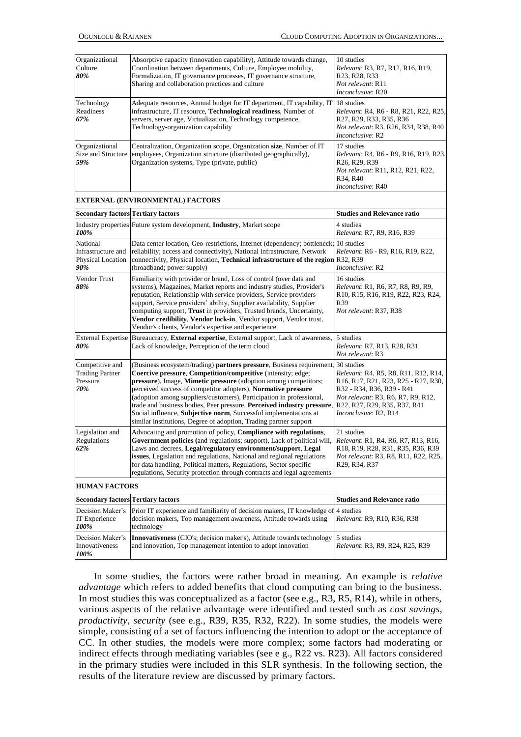| | | |
|---|---|---|
| Organizational Culture ***80%*** | Absorptive capacity (innovation capability), Attitude towards change, Coordination between departments, Culture, Employee mobility, Formalization, IT governance processes, IT governance structure, Sharing and collaboration practices and culture | 10 studies *Relevant*: R3, R7, R12, R16, R19, R23, R28, R33 *Not relevant*: R11 *Inconclusive*: R20 |
| Technology Readiness ***67%*** | Adequate resources, Annual budget for IT department, IT capability, IT infrastructure, IT resource, **Technological readiness**, Number of servers, server age, Virtualization, Technology competence, Technology-organization capability | 18 studies *Relevant*: R4, R6 - R8, R21, R22, R25, R27, R29, R33, R35, R36 *Not relevant*: R3, R26, R34, R38, R40 *Inconclusive*: R2 |
| Organizational Size and Structure ***59%*** | Centralization, Organization scope, Organization **size**, Number of IT employees, Organization structure (distributed geographically), Organization systems, Type (private, public) | 17 studies *Relevant*: R4, R6 - R9, R16, R19, R23, R26, R29, R39 *Not relevant*: R11, R12, R21, R22, R34, R40 *Inconclusive*: R40 |
| **EXTERNAL (ENVIRONMENTAL) FACTORS** | | |
| **Secondary factors** | **Tertiary factors** | **Studies and Relevance ratio** |
| Industry properties ***100%*** | Future system development, **Industry**, Market scope | 4 studies *Relevant*: R7, R9, R16, R39 |
| National Infrastructure and Physical Location ***90%*** | Data center location, Geo-restrictions, Internet (dependency; bottleneck; reliability; access and connectivity), National infrastructure, Network connectivity, Physical location, **Technical infrastructure of the region** (broadband; power supply) | 10 studies *Relevant*: R6 - R9, R16, R19, R22, R32, R39 *Inconclusive*: R2 |
| Vendor Trust ***88%*** | Familiarity with provider or brand, Loss of control (over data and systems), Magazines, Market reports and industry studies, Provider's reputation, Relationship with service providers, Service providers support, Service providers' ability, Supplier availability, Supplier computing support, **Trust** in providers, Trusted brands, Uncertainty, **Vendor credibility**, **Vendor lock-in**, Vendor support, Vendor trust, Vendor's clients, Vendor's expertise and experience | 16 studies *Relevant*: R1, R6, R7, R8, R9, R9, R10, R15, R16, R19, R22, R23, R24, R39 *Not relevant*: R37, R38 |
| External Expertise ***80%*** | Bureaucracy, **External expertise**, External support, Lack of awareness, Lack of knowledge, Perception of the term cloud | 5 studies *Relevant*: R7, R13, R28, R31 *Not relevant*: R3 |
| Competitive and Trading Partner Pressure ***70%*** | (Business ecosystem/trading) **partners pressure**, Business requirement, **Coercive pressure**, **Competition/competitive** (intensity; edge; **pressure**), Image, **Mimetic pressure** (adoption among competitors; perceived success of competitor adopters), **Normative pressure (**adoption among suppliers/customers), Participation in professional, trade and business bodies, Peer pressure, **Perceived industry pressure**, Social influence, **Subjective norm**, Successful implementations at similar institutions, Degree of adoption, Trading partner support | 30 studies *Relevant*: R4, R5, R8, R11, R12, R14, R16, R17, R21, R23, R25 - R27, R30, R32 - R34, R36, R39 - R41 *Not relevant*: R3, R6, R7, R9, R12, R22, R27, R29, R35, R37, R41 *Inconclusive*: R2, R14 |
| Legislation and Regulations ***62%*** | Advocating and promotion of policy, **Compliance with regulations**, **Government policies (**and regulations; support), Lack of political will, Laws and decrees, **Legal/regulatory environment/support**, **Legal issues**, Legislation and regulations, National and regional regulations for data handling, Political matters, Regulations, Sector specific regulations, Security protection through contracts and legal agreements | 21 studies *Relevant*: R1, R4, R6, R7, R13, R16, R18, R19, R28, R31, R35, R36, R39 *Not relevant*: R3, R8, R11, R22, R25, R29, R34, R37 |
| **HUMAN FACTORS** | | |
| **Secondary factors** | **Tertiary factors** | **Studies and Relevance ratio** |
| Decision Maker's IT Experience ***100%*** | Prior IT experience and familiarity of decision makers, IT knowledge of decision makers, Top management awareness, Attitude towards using technology | 4 studies *Relevant*: R9, R10, R36, R38 |
| Decision Maker's Innovativeness ***100%*** | **Innovativeness** (CIO's; decision maker's), Attitude towards technology and innovation, Top management intention to adopt innovation | 5 studies *Relevant*: R3, R9, R24, R25, R39 |

In some studies, the factors were rather broad in meaning. An example is *relative advantage* which refers to added benefits that cloud computing can bring to the business. In most studies this was conceptualized as a factor (see e.g., R3, R5, R14), while in others, various aspects of the relative advantage were identified and tested such as *cost savings*, *productivity*, *security* (see e.g., R39, R35, R32, R22). In some studies, the models were simple, consisting of a set of factors influencing the intention to adopt or the acceptance of CC. In other studies, the models were more complex; some factors had moderating or indirect effects through mediating variables (see e g., R22 vs. R23). All factors considered in the primary studies were included in this SLR synthesis. In the following section, the results of the literature review are discussed by primary factors.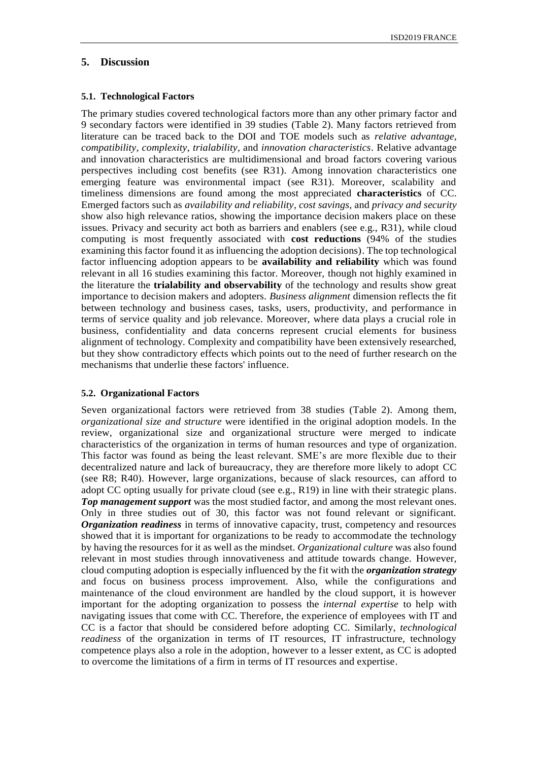## 5. Discussion

### 5.1. Technological Factors

The primary studies covered technological factors more than any other primary factor and 9 secondary factors were identified in 39 studies (Table 2). Many factors retrieved from literature can be traced back to the DOI and TOE models such as *relative advantage*, *compatibility*, *complexity*, *trialability*, and *innovation characteristics*. Relative advantage and innovation characteristics are multidimensional and broad factors covering various perspectives including cost benefits (see R31). Among innovation characteristics one emerging feature was environmental impact (see R31). Moreover, scalability and timeliness dimensions are found among the most appreciated **characteristics** of CC. Emerged factors such as *availability and reliability*, *cost savings*, and *privacy and security* show also high relevance ratios, showing the importance decision makers place on these issues. Privacy and security act both as barriers and enablers (see e.g., R31), while cloud computing is most frequently associated with **cost reductions** (94% of the studies examining this factor found it as influencing the adoption decisions). The top technological factor influencing adoption appears to be **availability and reliability** which was found relevant in all 16 studies examining this factor. Moreover, though not highly examined in the literature the **trialability and observability** of the technology and results show great importance to decision makers and adopters. *Business alignment* dimension reflects the fit between technology and business cases, tasks, users, productivity, and performance in terms of service quality and job relevance. Moreover, where data plays a crucial role in business, confidentiality and data concerns represent crucial elements for business alignment of technology. Complexity and compatibility have been extensively researched, but they show contradictory effects which points out to the need of further research on the mechanisms that underlie these factors' influence.

### 5.2. Organizational Factors

Seven organizational factors were retrieved from 38 studies (Table 2). Among them, *organizational size and structure* were identified in the original adoption models. In the review, organizational size and organizational structure were merged to indicate characteristics of the organization in terms of human resources and type of organization. This factor was found as being the least relevant. SME's are more flexible due to their decentralized nature and lack of bureaucracy, they are therefore more likely to adopt CC (see R8; R40). However, large organizations, because of slack resources, can afford to adopt CC opting usually for private cloud (see e.g., R19) in line with their strategic plans. ***Top management support*** was the most studied factor, and among the most relevant ones. Only in three studies out of 30, this factor was not found relevant or significant. ***Organization readiness*** in terms of innovative capacity, trust, competency and resources showed that it is important for organizations to be ready to accommodate the technology by having the resources for it as well as the mindset. *Organizational culture* was also found relevant in most studies through innovativeness and attitude towards change. However, cloud computing adoption is especially influenced by the fit with the ***organization strategy*** and focus on business process improvement. Also, while the configurations and maintenance of the cloud environment are handled by the cloud support, it is however important for the adopting organization to possess the *internal expertise* to help with navigating issues that come with CC. Therefore, the experience of employees with IT and CC is a factor that should be considered before adopting CC. Similarly, *technological readiness* of the organization in terms of IT resources, IT infrastructure, technology competence plays also a role in the adoption, however to a lesser extent, as CC is adopted to overcome the limitations of a firm in terms of IT resources and expertise.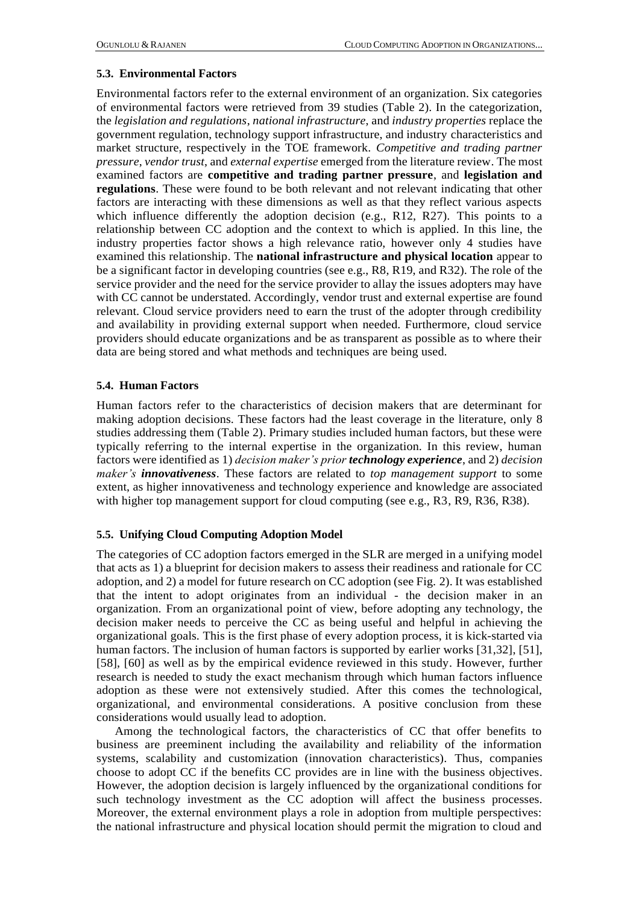### 5.3. Environmental Factors

Environmental factors refer to the external environment of an organization. Six categories of environmental factors were retrieved from 39 studies (Table 2). In the categorization, the *legislation and regulations*, *national infrastructure*, and *industry properties* replace the government regulation, technology support infrastructure, and industry characteristics and market structure, respectively in the TOE framework. *Competitive and trading partner pressure*, *vendor trust*, and *external expertise* emerged from the literature review. The most examined factors are **competitive and trading partner pressure**, and **legislation and regulations**. These were found to be both relevant and not relevant indicating that other factors are interacting with these dimensions as well as that they reflect various aspects which influence differently the adoption decision (e.g., R12, R27). This points to a relationship between CC adoption and the context to which is applied. In this line, the industry properties factor shows a high relevance ratio, however only 4 studies have examined this relationship. The **national infrastructure and physical location** appear to be a significant factor in developing countries (see e.g., R8, R19, and R32). The role of the service provider and the need for the service provider to allay the issues adopters may have with CC cannot be understated. Accordingly, vendor trust and external expertise are found relevant. Cloud service providers need to earn the trust of the adopter through credibility and availability in providing external support when needed. Furthermore, cloud service providers should educate organizations and be as transparent as possible as to where their data are being stored and what methods and techniques are being used.

### 5.4. Human Factors

Human factors refer to the characteristics of decision makers that are determinant for making adoption decisions. These factors had the least coverage in the literature, only 8 studies addressing them (Table 2). Primary studies included human factors, but these were typically referring to the internal expertise in the organization. In this review, human factors were identified as 1) *decision maker's prior **technology experience***, and 2) *decision maker's **innovativeness***. These factors are related to *top management support* to some extent, as higher innovativeness and technology experience and knowledge are associated with higher top management support for cloud computing (see e.g., R3, R9, R36, R38).

### 5.5. Unifying Cloud Computing Adoption Model

The categories of CC adoption factors emerged in the SLR are merged in a unifying model that acts as 1) a blueprint for decision makers to assess their readiness and rationale for CC adoption, and 2) a model for future research on CC adoption (see Fig. 2). It was established that the intent to adopt originates from an individual - the decision maker in an organization. From an organizational point of view, before adopting any technology, the decision maker needs to perceive the CC as being useful and helpful in achieving the organizational goals. This is the first phase of every adoption process, it is kick-started via human factors. The inclusion of human factors is supported by earlier works [31,32], [51], [58], [60] as well as by the empirical evidence reviewed in this study. However, further research is needed to study the exact mechanism through which human factors influence adoption as these were not extensively studied. After this comes the technological, organizational, and environmental considerations. A positive conclusion from these considerations would usually lead to adoption.

Among the technological factors, the characteristics of CC that offer benefits to business are preeminent including the availability and reliability of the information systems, scalability and customization (innovation characteristics). Thus, companies choose to adopt CC if the benefits CC provides are in line with the business objectives. However, the adoption decision is largely influenced by the organizational conditions for such technology investment as the CC adoption will affect the business processes. Moreover, the external environment plays a role in adoption from multiple perspectives: the national infrastructure and physical location should permit the migration to cloud and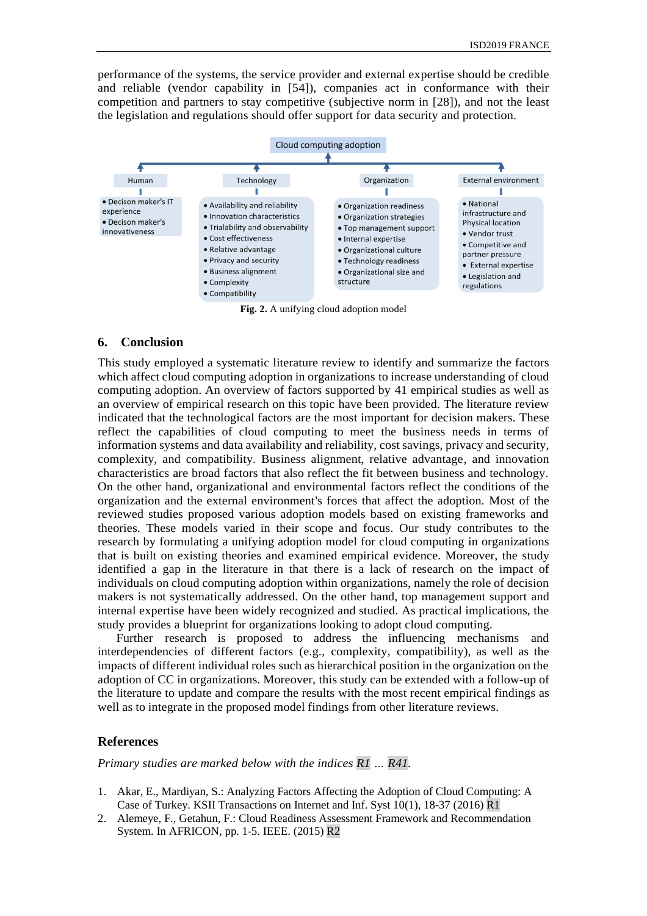performance of the systems, the service provider and external expertise should be credible and reliable (vendor capability in [54]), companies act in conformance with their competition and partners to stay competitive (subjective norm in [28]), and not the least the legislation and regulations should offer support for data security and protection.

Cloud computing adoption

- **Human**
  - Decison maker's IT experience
  - Decison maker's innovativeness
- **Technology**
  - Availability and reliability
  - Innovation characteristics
  - Trialability and observability
  - Cost effectiveness
  - Relative advantage
  - Privacy and security
  - Business alignment
  - Complexity
  - Compatibility
- **Organization**
  - Organization readiness
  - Organization strategies
  - Top management support
  - Internal expertise
  - Organizational culture
  - Technology readiness
  - Organizational size and structure
- **External environment**
  - National infrastructure and Physical location
  - Vendor trust
  - Competitive and partner pressure
  - External expertise
  - Legislation and regulations

**Fig. 2.** A unifying cloud adoption model

## 6. Conclusion

This study employed a systematic literature review to identify and summarize the factors which affect cloud computing adoption in organizations to increase understanding of cloud computing adoption. An overview of factors supported by 41 empirical studies as well as an overview of empirical research on this topic have been provided. The literature review indicated that the technological factors are the most important for decision makers. These reflect the capabilities of cloud computing to meet the business needs in terms of information systems and data availability and reliability, cost savings, privacy and security, complexity, and compatibility. Business alignment, relative advantage, and innovation characteristics are broad factors that also reflect the fit between business and technology. On the other hand, organizational and environmental factors reflect the conditions of the organization and the external environment's forces that affect the adoption. Most of the reviewed studies proposed various adoption models based on existing frameworks and theories. These models varied in their scope and focus. Our study contributes to the research by formulating a unifying adoption model for cloud computing in organizations that is built on existing theories and examined empirical evidence. Moreover, the study identified a gap in the literature in that there is a lack of research on the impact of individuals on cloud computing adoption within organizations, namely the role of decision makers is not systematically addressed. On the other hand, top management support and internal expertise have been widely recognized and studied. As practical implications, the study provides a blueprint for organizations looking to adopt cloud computing.

Further research is proposed to address the influencing mechanisms and interdependencies of different factors (e.g., complexity, compatibility), as well as the impacts of different individual roles such as hierarchical position in the organization on the adoption of CC in organizations. Moreover, this study can be extended with a follow-up of the literature to update and compare the results with the most recent empirical findings as well as to integrate in the proposed model findings from other literature reviews.

## References

*Primary studies are marked below with the indices R1 … R41.*

1. Akar, E., Mardiyan, S.: Analyzing Factors Affecting the Adoption of Cloud Computing: A Case of Turkey. KSII Transactions on Internet and Inf. Syst 10(1), 18-37 (2016) R1
2. Alemeye, F., Getahun, F.: Cloud Readiness Assessment Framework and Recommendation System. In AFRICON, pp. 1-5. IEEE. (2015) R2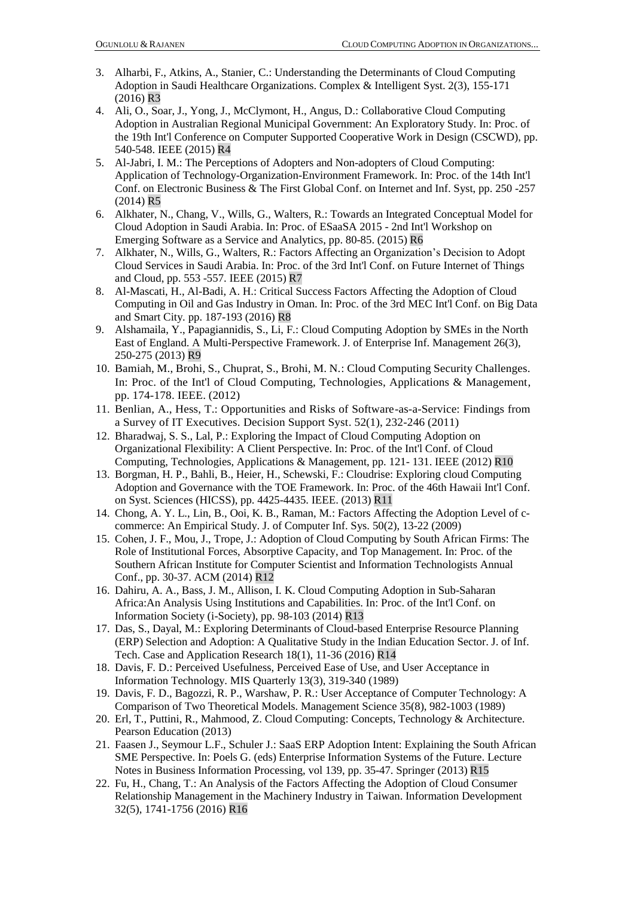3. Alharbi, F., Atkins, A., Stanier, C.: Understanding the Determinants of Cloud Computing Adoption in Saudi Healthcare Organizations. Complex & Intelligent Syst. 2(3), 155-171 (2016) R3
4. Ali, O., Soar, J., Yong, J., McClymont, H., Angus, D.: Collaborative Cloud Computing Adoption in Australian Regional Municipal Government: An Exploratory Study. In: Proc. of the 19th Int'l Conference on Computer Supported Cooperative Work in Design (CSCWD), pp. 540-548. IEEE (2015) R4
5. Al-Jabri, I. M.: The Perceptions of Adopters and Non-adopters of Cloud Computing: Application of Technology-Organization-Environment Framework. In: Proc. of the 14th Int'l Conf. on Electronic Business & The First Global Conf. on Internet and Inf. Syst, pp. 250 -257 (2014) R5
6. Alkhater, N., Chang, V., Wills, G., Walters, R.: Towards an Integrated Conceptual Model for Cloud Adoption in Saudi Arabia. In: Proc. of ESaaSA 2015 - 2nd Int'l Workshop on Emerging Software as a Service and Analytics, pp. 80-85. (2015) R6
7. Alkhater, N., Wills, G., Walters, R.: Factors Affecting an Organization's Decision to Adopt Cloud Services in Saudi Arabia. In: Proc. of the 3rd Int'l Conf. on Future Internet of Things and Cloud, pp. 553 -557. IEEE (2015) R7
8. Al-Mascati, H., Al-Badi, A. H.: Critical Success Factors Affecting the Adoption of Cloud Computing in Oil and Gas Industry in Oman. In: Proc. of the 3rd MEC Int'l Conf. on Big Data and Smart City. pp. 187-193 (2016) R8
9. Alshamaila, Y., Papagiannidis, S., Li, F.: Cloud Computing Adoption by SMEs in the North East of England. A Multi-Perspective Framework. J. of Enterprise Inf. Management 26(3), 250-275 (2013) R9
10. Bamiah, M., Brohi, S., Chuprat, S., Brohi, M. N.: Cloud Computing Security Challenges. In: Proc. of the Int'l of Cloud Computing, Technologies, Applications & Management, pp. 174-178. IEEE. (2012)
11. Benlian, A., Hess, T.: Opportunities and Risks of Software-as-a-Service: Findings from a Survey of IT Executives. Decision Support Syst. 52(1), 232-246 (2011)
12. Bharadwaj, S. S., Lal, P.: Exploring the Impact of Cloud Computing Adoption on Organizational Flexibility: A Client Perspective. In: Proc. of the Int'l Conf. of Cloud Computing, Technologies, Applications & Management, pp. 121- 131. IEEE (2012) R10
13. Borgman, H. P., Bahli, B., Heier, H., Schewski, F.: Cloudrise: Exploring cloud Computing Adoption and Governance with the TOE Framework. In: Proc. of the 46th Hawaii Int'l Conf. on Syst. Sciences (HICSS), pp. 4425-4435. IEEE. (2013) R11
14. Chong, A. Y. L., Lin, B., Ooi, K. B., Raman, M.: Factors Affecting the Adoption Level of c-commerce: An Empirical Study. J. of Computer Inf. Sys. 50(2), 13-22 (2009)
15. Cohen, J. F., Mou, J., Trope, J.: Adoption of Cloud Computing by South African Firms: The Role of Institutional Forces, Absorptive Capacity, and Top Management. In: Proc. of the Southern African Institute for Computer Scientist and Information Technologists Annual Conf., pp. 30-37. ACM (2014) R12
16. Dahiru, A. A., Bass, J. M., Allison, I. K. Cloud Computing Adoption in Sub-Saharan Africa:An Analysis Using Institutions and Capabilities. In: Proc. of the Int'l Conf. on Information Society (i-Society), pp. 98-103 (2014) R13
17. Das, S., Dayal, M.: Exploring Determinants of Cloud-based Enterprise Resource Planning (ERP) Selection and Adoption: A Qualitative Study in the Indian Education Sector. J. of Inf. Tech. Case and Application Research 18(1), 11-36 (2016) R14
18. Davis, F. D.: Perceived Usefulness, Perceived Ease of Use, and User Acceptance in Information Technology. MIS Quarterly 13(3), 319-340 (1989)
19. Davis, F. D., Bagozzi, R. P., Warshaw, P. R.: User Acceptance of Computer Technology: A Comparison of Two Theoretical Models. Management Science 35(8), 982-1003 (1989)
20. Erl, T., Puttini, R., Mahmood, Z. Cloud Computing: Concepts, Technology & Architecture. Pearson Education (2013)
21. Faasen J., Seymour L.F., Schuler J.: SaaS ERP Adoption Intent: Explaining the South African SME Perspective. In: Poels G. (eds) Enterprise Information Systems of the Future. Lecture Notes in Business Information Processing, vol 139, pp. 35-47. Springer (2013) R15
22. Fu, H., Chang, T.: An Analysis of the Factors Affecting the Adoption of Cloud Consumer Relationship Management in the Machinery Industry in Taiwan. Information Development 32(5), 1741-1756 (2016) R16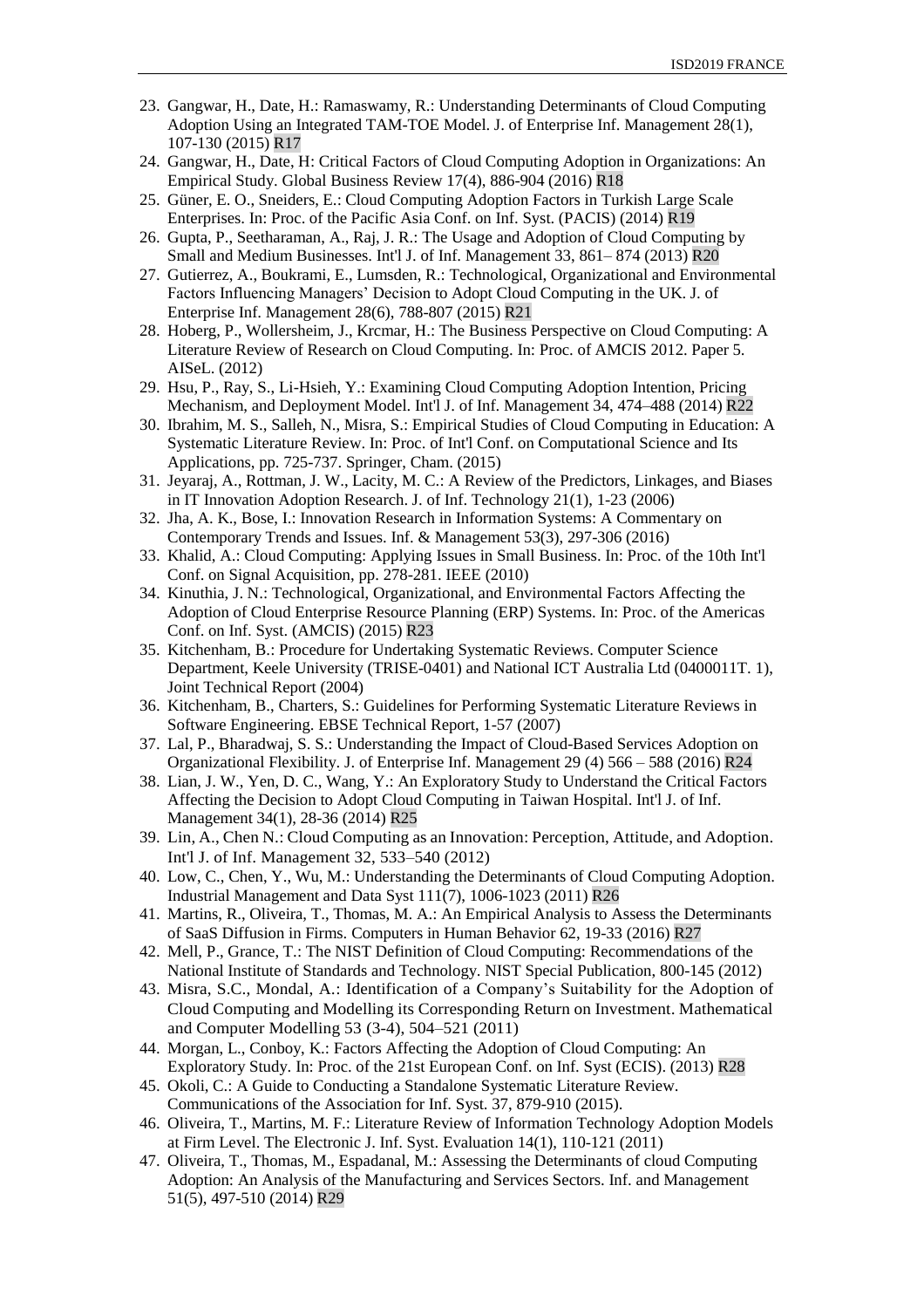23. Gangwar, H., Date, H.: Ramaswamy, R.: Understanding Determinants of Cloud Computing Adoption Using an Integrated TAM-TOE Model. J. of Enterprise Inf. Management 28(1), 107-130 (2015) R17
24. Gangwar, H., Date, H: Critical Factors of Cloud Computing Adoption in Organizations: An Empirical Study. Global Business Review 17(4), 886-904 (2016) R18
25. Güner, E. O., Sneiders, E.: Cloud Computing Adoption Factors in Turkish Large Scale Enterprises. In: Proc. of the Pacific Asia Conf. on Inf. Syst. (PACIS) (2014) R19
26. Gupta, P., Seetharaman, A., Raj, J. R.: The Usage and Adoption of Cloud Computing by Small and Medium Businesses. Int'l J. of Inf. Management 33, 861– 874 (2013) R20
27. Gutierrez, A., Boukrami, E., Lumsden, R.: Technological, Organizational and Environmental Factors Influencing Managers' Decision to Adopt Cloud Computing in the UK. J. of Enterprise Inf. Management 28(6), 788-807 (2015) R21
28. Hoberg, P., Wollersheim, J., Krcmar, H.: The Business Perspective on Cloud Computing: A Literature Review of Research on Cloud Computing. In: Proc. of AMCIS 2012. Paper 5. AISeL. (2012)
29. Hsu, P., Ray, S., Li-Hsieh, Y.: Examining Cloud Computing Adoption Intention, Pricing Mechanism, and Deployment Model. Int'l J. of Inf. Management 34, 474–488 (2014) R22
30. Ibrahim, M. S., Salleh, N., Misra, S.: Empirical Studies of Cloud Computing in Education: A Systematic Literature Review. In: Proc. of Int'l Conf. on Computational Science and Its Applications, pp. 725-737. Springer, Cham. (2015)
31. Jeyaraj, A., Rottman, J. W., Lacity, M. C.: A Review of the Predictors, Linkages, and Biases in IT Innovation Adoption Research. J. of Inf. Technology 21(1), 1-23 (2006)
32. Jha, A. K., Bose, I.: Innovation Research in Information Systems: A Commentary on Contemporary Trends and Issues. Inf. & Management 53(3), 297-306 (2016)
33. Khalid, A.: Cloud Computing: Applying Issues in Small Business. In: Proc. of the 10th Int'l Conf. on Signal Acquisition, pp. 278-281. IEEE (2010)
34. Kinuthia, J. N.: Technological, Organizational, and Environmental Factors Affecting the Adoption of Cloud Enterprise Resource Planning (ERP) Systems. In: Proc. of the Americas Conf. on Inf. Syst. (AMCIS) (2015) R23
35. Kitchenham, B.: Procedure for Undertaking Systematic Reviews. Computer Science Department, Keele University (TRISE-0401) and National ICT Australia Ltd (0400011T. 1), Joint Technical Report (2004)
36. Kitchenham, B., Charters, S.: Guidelines for Performing Systematic Literature Reviews in Software Engineering. EBSE Technical Report, 1-57 (2007)
37. Lal, P., Bharadwaj, S. S.: Understanding the Impact of Cloud-Based Services Adoption on Organizational Flexibility. J. of Enterprise Inf. Management 29 (4) 566 – 588 (2016) R24
38. Lian, J. W., Yen, D. C., Wang, Y.: An Exploratory Study to Understand the Critical Factors Affecting the Decision to Adopt Cloud Computing in Taiwan Hospital. Int'l J. of Inf. Management 34(1), 28-36 (2014) R25
39. Lin, A., Chen N.: Cloud Computing as an Innovation: Perception, Attitude, and Adoption. Int'l J. of Inf. Management 32, 533–540 (2012)
40. Low, C., Chen, Y., Wu, M.: Understanding the Determinants of Cloud Computing Adoption. Industrial Management and Data Syst 111(7), 1006-1023 (2011) R26
41. Martins, R., Oliveira, T., Thomas, M. A.: An Empirical Analysis to Assess the Determinants of SaaS Diffusion in Firms. Computers in Human Behavior 62, 19-33 (2016) R27
42. Mell, P., Grance, T.: The NIST Definition of Cloud Computing: Recommendations of the National Institute of Standards and Technology. NIST Special Publication, 800-145 (2012)
43. Misra, S.C., Mondal, A.: Identification of a Company's Suitability for the Adoption of Cloud Computing and Modelling its Corresponding Return on Investment. Mathematical and Computer Modelling 53 (3-4), 504–521 (2011)
44. Morgan, L., Conboy, K.: Factors Affecting the Adoption of Cloud Computing: An Exploratory Study. In: Proc. of the 21st European Conf. on Inf. Syst (ECIS). (2013) R28
45. Okoli, C.: A Guide to Conducting a Standalone Systematic Literature Review. Communications of the Association for Inf. Syst. 37, 879-910 (2015).
46. Oliveira, T., Martins, M. F.: Literature Review of Information Technology Adoption Models at Firm Level. The Electronic J. Inf. Syst. Evaluation 14(1), 110-121 (2011)
47. Oliveira, T., Thomas, M., Espadanal, M.: Assessing the Determinants of cloud Computing Adoption: An Analysis of the Manufacturing and Services Sectors. Inf. and Management 51(5), 497-510 (2014) R29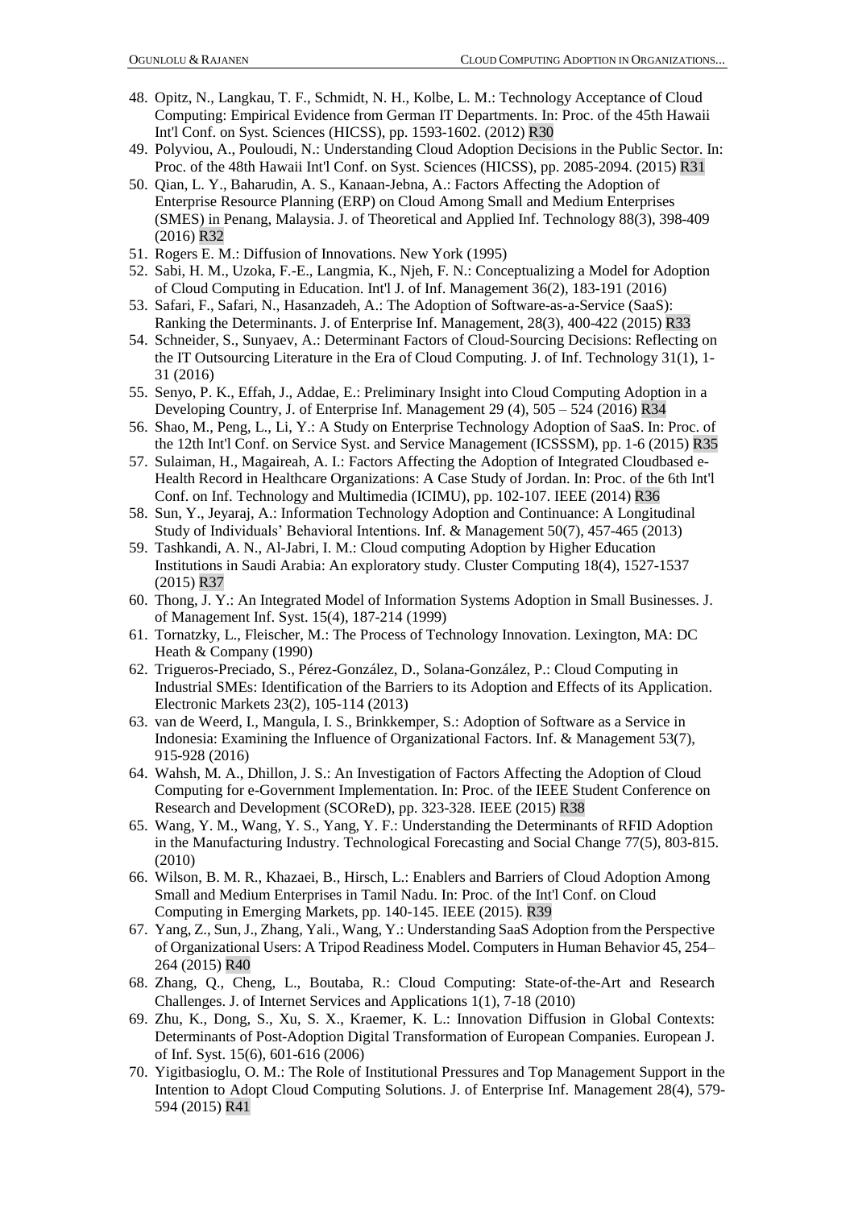48. Opitz, N., Langkau, T. F., Schmidt, N. H., Kolbe, L. M.: Technology Acceptance of Cloud Computing: Empirical Evidence from German IT Departments. In: Proc. of the 45th Hawaii Int'l Conf. on Syst. Sciences (HICSS), pp. 1593-1602. (2012) R30
49. Polyviou, A., Pouloudi, N.: Understanding Cloud Adoption Decisions in the Public Sector. In: Proc. of the 48th Hawaii Int'l Conf. on Syst. Sciences (HICSS), pp. 2085-2094. (2015) R31
50. Qian, L. Y., Baharudin, A. S., Kanaan-Jebna, A.: Factors Affecting the Adoption of Enterprise Resource Planning (ERP) on Cloud Among Small and Medium Enterprises (SMES) in Penang, Malaysia. J. of Theoretical and Applied Inf. Technology 88(3), 398-409 (2016) R32
51. Rogers E. M.: Diffusion of Innovations. New York (1995)
52. Sabi, H. M., Uzoka, F.-E., Langmia, K., Njeh, F. N.: Conceptualizing a Model for Adoption of Cloud Computing in Education. Int'l J. of Inf. Management 36(2), 183-191 (2016)
53. Safari, F., Safari, N., Hasanzadeh, A.: The Adoption of Software-as-a-Service (SaaS): Ranking the Determinants. J. of Enterprise Inf. Management, 28(3), 400-422 (2015) R33
54. Schneider, S., Sunyaev, A.: Determinant Factors of Cloud-Sourcing Decisions: Reflecting on the IT Outsourcing Literature in the Era of Cloud Computing. J. of Inf. Technology 31(1), 1-31 (2016)
55. Senyo, P. K., Effah, J., Addae, E.: Preliminary Insight into Cloud Computing Adoption in a Developing Country, J. of Enterprise Inf. Management 29 (4), 505 – 524 (2016) R34
56. Shao, M., Peng, L., Li, Y.: A Study on Enterprise Technology Adoption of SaaS. In: Proc. of the 12th Int'l Conf. on Service Syst. and Service Management (ICSSSM), pp. 1-6 (2015) R35
57. Sulaiman, H., Magaireah, A. I.: Factors Affecting the Adoption of Integrated Cloudbased e-Health Record in Healthcare Organizations: A Case Study of Jordan. In: Proc. of the 6th Int'l Conf. on Inf. Technology and Multimedia (ICIMU), pp. 102-107. IEEE (2014) R36
58. Sun, Y., Jeyaraj, A.: Information Technology Adoption and Continuance: A Longitudinal Study of Individuals' Behavioral Intentions. Inf. & Management 50(7), 457-465 (2013)
59. Tashkandi, A. N., Al-Jabri, I. M.: Cloud computing Adoption by Higher Education Institutions in Saudi Arabia: An exploratory study. Cluster Computing 18(4), 1527-1537 (2015) R37
60. Thong, J. Y.: An Integrated Model of Information Systems Adoption in Small Businesses. J. of Management Inf. Syst. 15(4), 187-214 (1999)
61. Tornatzky, L., Fleischer, M.: The Process of Technology Innovation. Lexington, MA: DC Heath & Company (1990)
62. Trigueros-Preciado, S., Pérez-González, D., Solana-González, P.: Cloud Computing in Industrial SMEs: Identification of the Barriers to its Adoption and Effects of its Application. Electronic Markets 23(2), 105-114 (2013)
63. van de Weerd, I., Mangula, I. S., Brinkkemper, S.: Adoption of Software as a Service in Indonesia: Examining the Influence of Organizational Factors. Inf. & Management 53(7), 915-928 (2016)
64. Wahsh, M. A., Dhillon, J. S.: An Investigation of Factors Affecting the Adoption of Cloud Computing for e-Government Implementation. In: Proc. of the IEEE Student Conference on Research and Development (SCOReD), pp. 323-328. IEEE (2015) R38
65. Wang, Y. M., Wang, Y. S., Yang, Y. F.: Understanding the Determinants of RFID Adoption in the Manufacturing Industry. Technological Forecasting and Social Change 77(5), 803-815. (2010)
66. Wilson, B. M. R., Khazaei, B., Hirsch, L.: Enablers and Barriers of Cloud Adoption Among Small and Medium Enterprises in Tamil Nadu. In: Proc. of the Int'l Conf. on Cloud Computing in Emerging Markets, pp. 140-145. IEEE (2015). R39
67. Yang, Z., Sun, J., Zhang, Yali., Wang, Y.: Understanding SaaS Adoption from the Perspective of Organizational Users: A Tripod Readiness Model. Computers in Human Behavior 45, 254–264 (2015) R40
68. Zhang, Q., Cheng, L., Boutaba, R.: Cloud Computing: State-of-the-Art and Research Challenges. J. of Internet Services and Applications 1(1), 7-18 (2010)
69. Zhu, K., Dong, S., Xu, S. X., Kraemer, K. L.: Innovation Diffusion in Global Contexts: Determinants of Post-Adoption Digital Transformation of European Companies. European J. of Inf. Syst. 15(6), 601-616 (2006)
70. Yigitbasioglu, O. M.: The Role of Institutional Pressures and Top Management Support in the Intention to Adopt Cloud Computing Solutions. J. of Enterprise Inf. Management 28(4), 579-594 (2015) R41